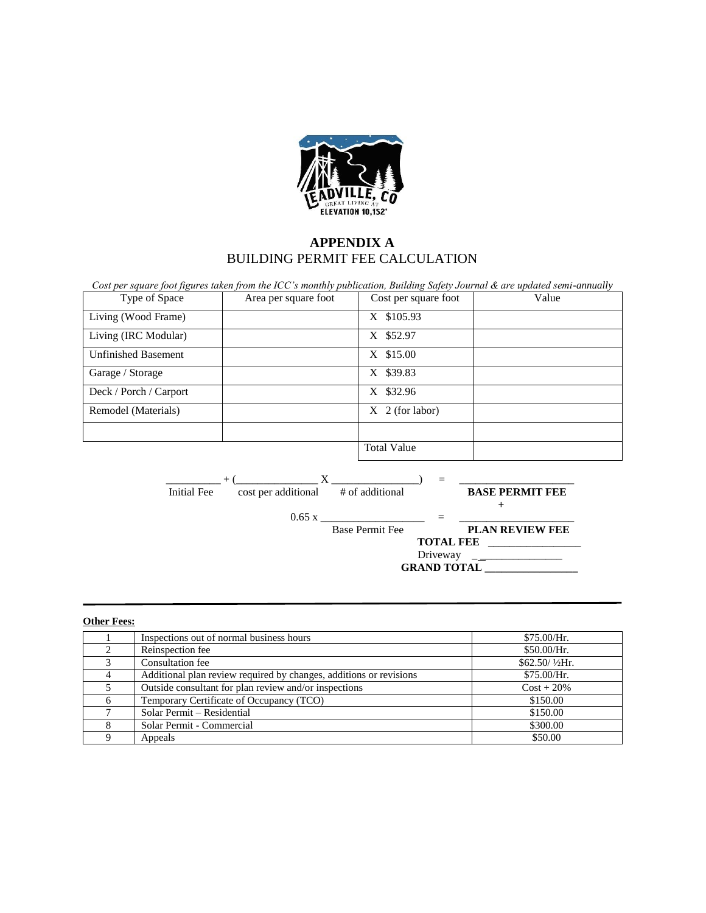# APPENDIX A

## BUILDING PERMIT FEE CALCULATION

*Cost per square foot figures taken from the ICC's monthly publication, Building Safety Journal & are updated semi-annually*

| Type of Space | Area per square foot | Cost per square foot | Value |
|---|---|---|---|
| Living (Wood Frame) | | X $105.93 | |
| Living (IRC Modular) | | X $52.97 | |
| Unfinished Basement | | X $15.00 | |
| Garage / Storage | | X $39.83 | |
| Deck / Porch / Carport | | X $32.96 | |
| Remodel (Materials) | | X 2 (for labor) | |
| | | | |
| | | Total Value | |

__________ + (_______________ X ________________) = _____________________

Initial Fee    cost per additional    # of additional    **BASE PERMIT FEE**

**+**

0.65 x ___________________ = _____________________

Base Permit Fee    **PLAN REVIEW FEE**

**TOTAL FEE** _________________

Driveway _________________

**GRAND TOTAL** _________________

---

**Other Fees:**

| | | |
|---|---|---|
| 1 | Inspections out of normal business hours | $75.00/Hr. |
| 2 | Reinspection fee | $50.00/Hr. |
| 3 | Consultation fee | $62.50/ ½Hr. |
| 4 | Additional plan review required by changes, additions or revisions | $75.00/Hr. |
| 5 | Outside consultant for plan review and/or inspections | Cost + 20% |
| 6 | Temporary Certificate of Occupancy (TCO) | $150.00 |
| 7 | Solar Permit – Residential | $150.00 |
| 8 | Solar Permit - Commercial | $300.00 |
| 9 | Appeals | $50.00 |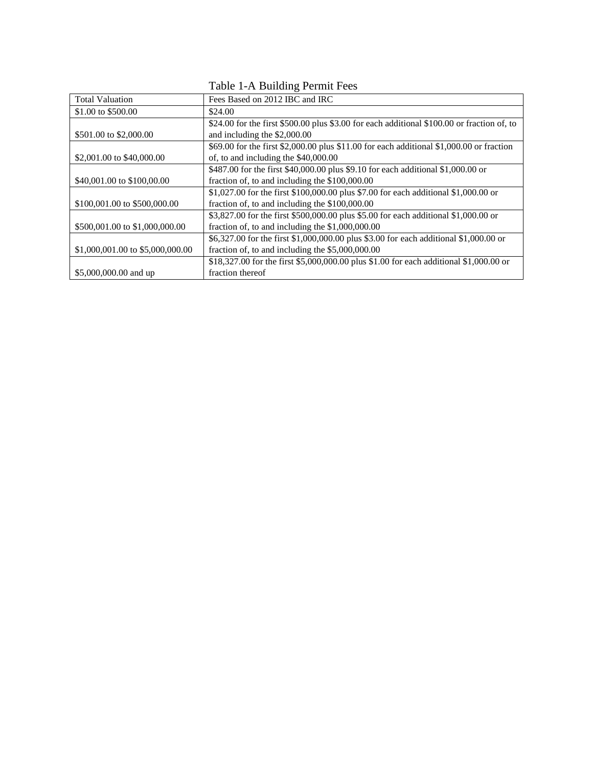Table 1-A Building Permit Fees

| Total Valuation | Fees Based on 2012 IBC and IRC |
|---|---|
| $1.00 to $500.00 | $24.00 |
| $501.00 to $2,000.00 | $24.00 for the first $500.00 plus $3.00 for each additional $100.00 or fraction of, to and including the $2,000.00 |
| $2,001.00 to $40,000.00 | $69.00 for the first $2,000.00 plus $11.00 for each additional $1,000.00 or fraction of, to and including the $40,000.00 |
| $40,001.00 to $100,00.00 | $487.00 for the first $40,000.00 plus $9.10 for each additional $1,000.00 or fraction of, to and including the $100,000.00 |
| $100,001.00 to $500,000.00 | $1,027.00 for the first $100,000.00 plus $7.00 for each additional $1,000.00 or fraction of, to and including the $100,000.00 |
| $500,001.00 to $1,000,000.00 | $3,827.00 for the first $500,000.00 plus $5.00 for each additional $1,000.00 or fraction of, to and including the $1,000,000.00 |
| $1,000,001.00 to $5,000,000.00 | $6,327.00 for the first $1,000,000.00 plus $3.00 for each additional $1,000.00 or fraction of, to and including the $5,000,000.00 |
| $5,000,000.00 and up | $18,327.00 for the first $5,000,000.00 plus $1.00 for each additional $1,000.00 or fraction thereof |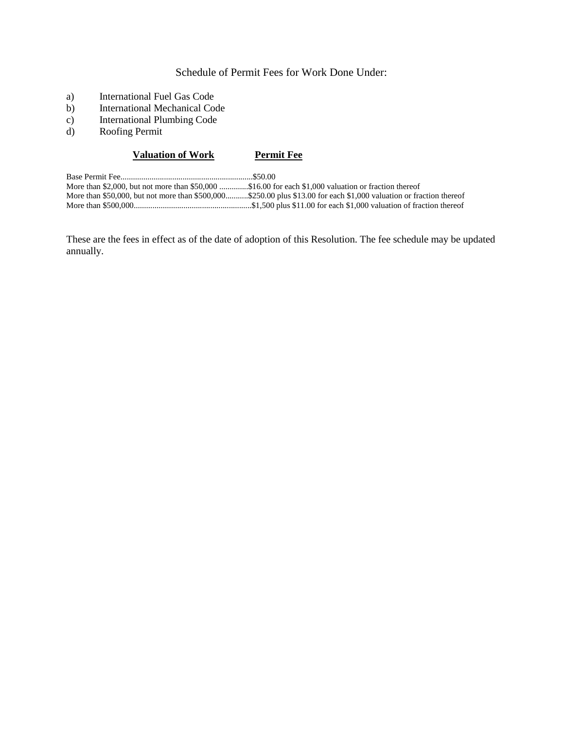Schedule of Permit Fees for Work Done Under:

a) International Fuel Gas Code
b) International Mechanical Code
c) International Plumbing Code
d) Roofing Permit

| **Valuation of Work** | **Permit Fee** |
| --- | --- |
| Base Permit Fee | $50.00 |
| More than $2,000, but not more than $50,000 | $16.00 for each $1,000 valuation or fraction thereof |
| More than $50,000, but not more than $500,000 | $250.00 plus $13.00 for each $1,000 valuation or fraction thereof |
| More than $500,000 | $1,500 plus $11.00 for each $1,000 valuation of fraction thereof |

These are the fees in effect as of the date of adoption of this Resolution. The fee schedule may be updated annually.